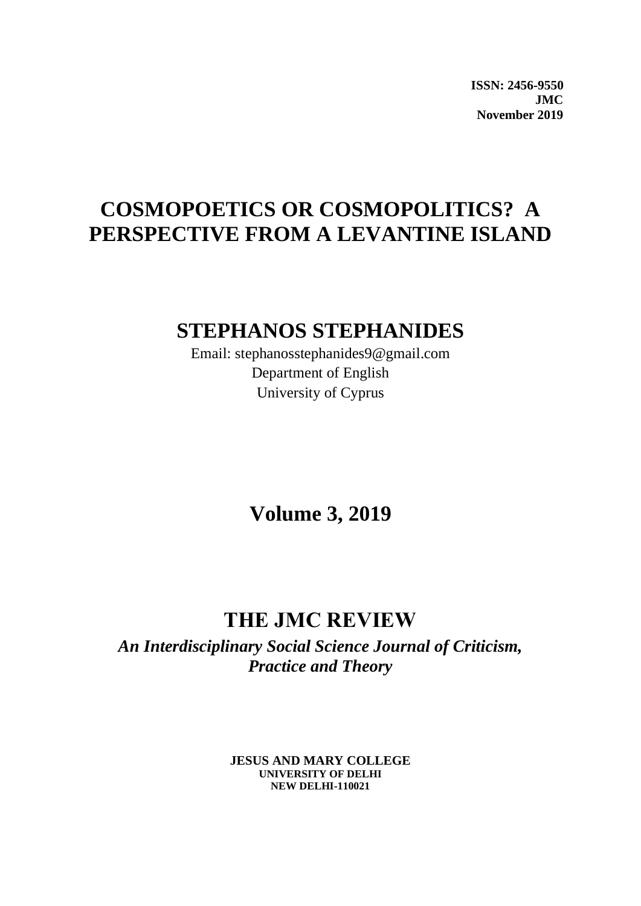**ISSN: 2456-9550**
**JMC**
**November 2019**

# COSMOPOETICS OR COSMOPOLITICS? A PERSPECTIVE FROM A LEVANTINE ISLAND

## STEPHANOS STEPHANIDES

Email: stephanosstephanides9@gmail.com
Department of English
University of Cyprus

## Volume 3, 2019

## THE JMC REVIEW

***An Interdisciplinary Social Science Journal of Criticism, Practice and Theory***

**JESUS AND MARY COLLEGE**
**UNIVERSITY OF DELHI**
**NEW DELHI-110021**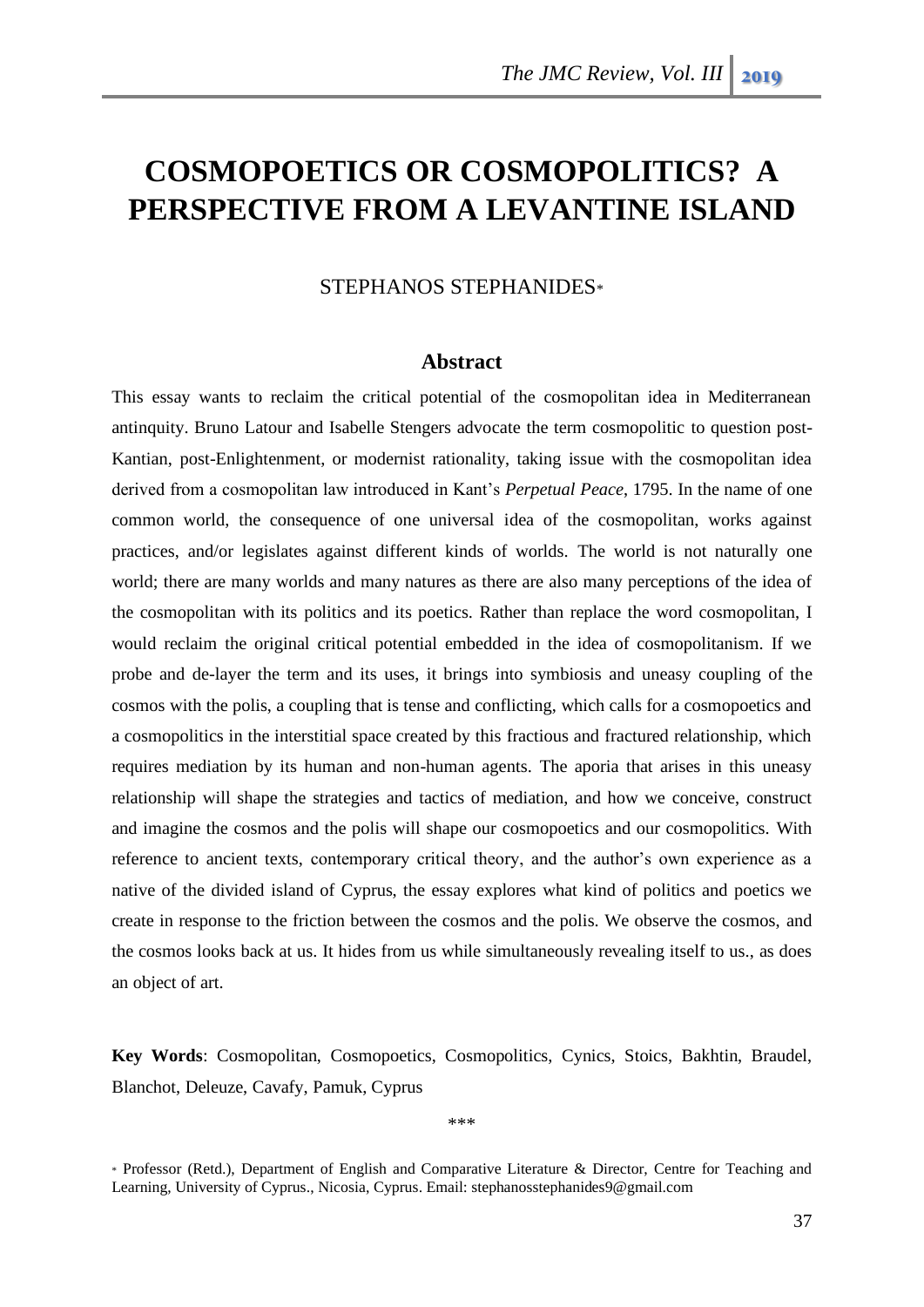# COSMOPOETICS OR COSMOPOLITICS? A PERSPECTIVE FROM A LEVANTINE ISLAND

STEPHANOS STEPHANIDES*

## Abstract

This essay wants to reclaim the critical potential of the cosmopolitan idea in Mediterranean antinquity. Bruno Latour and Isabelle Stengers advocate the term cosmopolitic to question post-Kantian, post-Enlightenment, or modernist rationality, taking issue with the cosmopolitan idea derived from a cosmopolitan law introduced in Kant's *Perpetual Peace*, 1795. In the name of one common world, the consequence of one universal idea of the cosmopolitan, works against practices, and/or legislates against different kinds of worlds. The world is not naturally one world; there are many worlds and many natures as there are also many perceptions of the idea of the cosmopolitan with its politics and its poetics. Rather than replace the word cosmopolitan, I would reclaim the original critical potential embedded in the idea of cosmopolitanism. If we probe and de-layer the term and its uses, it brings into symbiosis and uneasy coupling of the cosmos with the polis, a coupling that is tense and conflicting, which calls for a cosmopoetics and a cosmopolitics in the interstitial space created by this fractious and fractured relationship, which requires mediation by its human and non-human agents. The aporia that arises in this uneasy relationship will shape the strategies and tactics of mediation, and how we conceive, construct and imagine the cosmos and the polis will shape our cosmopoetics and our cosmopolitics. With reference to ancient texts, contemporary critical theory, and the author's own experience as a native of the divided island of Cyprus, the essay explores what kind of politics and poetics we create in response to the friction between the cosmos and the polis. We observe the cosmos, and the cosmos looks back at us. It hides from us while simultaneously revealing itself to us., as does an object of art.

**Key Words**: Cosmopolitan, Cosmopoetics, Cosmopolitics, Cynics, Stoics, Bakhtin, Braudel, Blanchot, Deleuze, Cavafy, Pamuk, Cyprus

\*\*\*

\* Professor (Retd.), Department of English and Comparative Literature & Director, Centre for Teaching and Learning, University of Cyprus., Nicosia, Cyprus. Email: stephanosstephanides9@gmail.com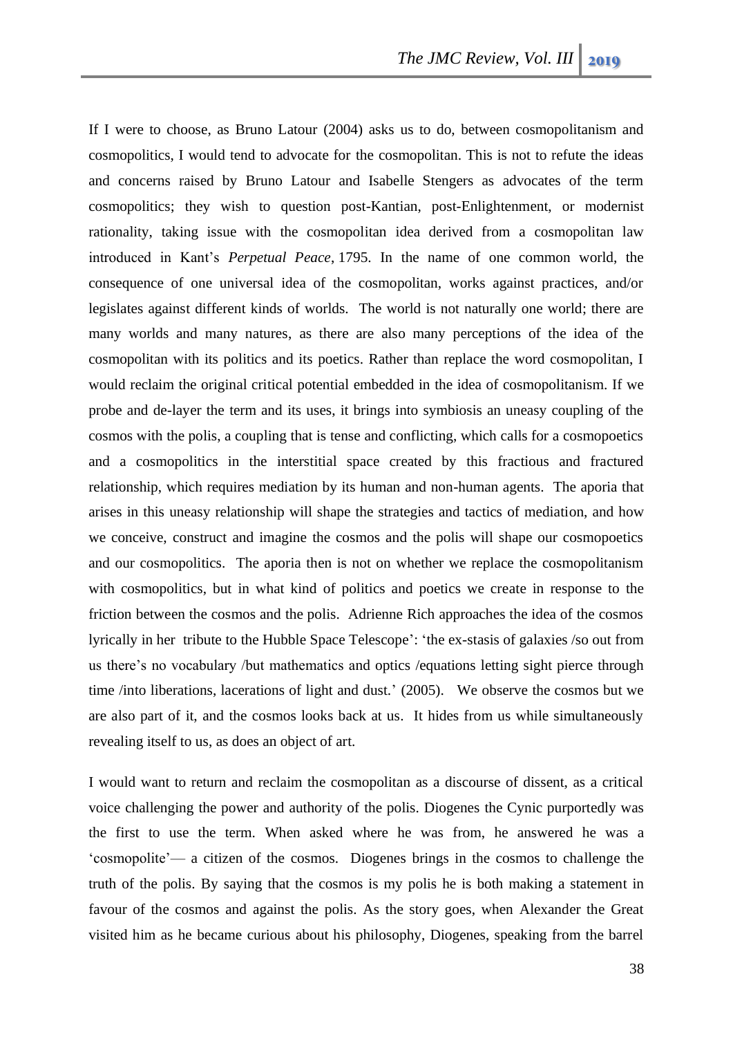If I were to choose, as Bruno Latour (2004) asks us to do, between cosmopolitanism and cosmopolitics, I would tend to advocate for the cosmopolitan. This is not to refute the ideas and concerns raised by Bruno Latour and Isabelle Stengers as advocates of the term cosmopolitics; they wish to question post-Kantian, post-Enlightenment, or modernist rationality, taking issue with the cosmopolitan idea derived from a cosmopolitan law introduced in Kant's *Perpetual Peace*, 1795. In the name of one common world, the consequence of one universal idea of the cosmopolitan, works against practices, and/or legislates against different kinds of worlds. The world is not naturally one world; there are many worlds and many natures, as there are also many perceptions of the idea of the cosmopolitan with its politics and its poetics. Rather than replace the word cosmopolitan, I would reclaim the original critical potential embedded in the idea of cosmopolitanism. If we probe and de-layer the term and its uses, it brings into symbiosis an uneasy coupling of the cosmos with the polis, a coupling that is tense and conflicting, which calls for a cosmopoetics and a cosmopolitics in the interstitial space created by this fractious and fractured relationship, which requires mediation by its human and non-human agents. The aporia that arises in this uneasy relationship will shape the strategies and tactics of mediation, and how we conceive, construct and imagine the cosmos and the polis will shape our cosmopoetics and our cosmopolitics. The aporia then is not on whether we replace the cosmopolitanism with cosmopolitics, but in what kind of politics and poetics we create in response to the friction between the cosmos and the polis. Adrienne Rich approaches the idea of the cosmos lyrically in her tribute to the Hubble Space Telescope': 'the ex-stasis of galaxies /so out from us there's no vocabulary /but mathematics and optics /equations letting sight pierce through time /into liberations, lacerations of light and dust.' (2005). We observe the cosmos but we are also part of it, and the cosmos looks back at us. It hides from us while simultaneously revealing itself to us, as does an object of art.

I would want to return and reclaim the cosmopolitan as a discourse of dissent, as a critical voice challenging the power and authority of the polis. Diogenes the Cynic purportedly was the first to use the term. When asked where he was from, he answered he was a 'cosmopolite'— a citizen of the cosmos. Diogenes brings in the cosmos to challenge the truth of the polis. By saying that the cosmos is my polis he is both making a statement in favour of the cosmos and against the polis. As the story goes, when Alexander the Great visited him as he became curious about his philosophy, Diogenes, speaking from the barrel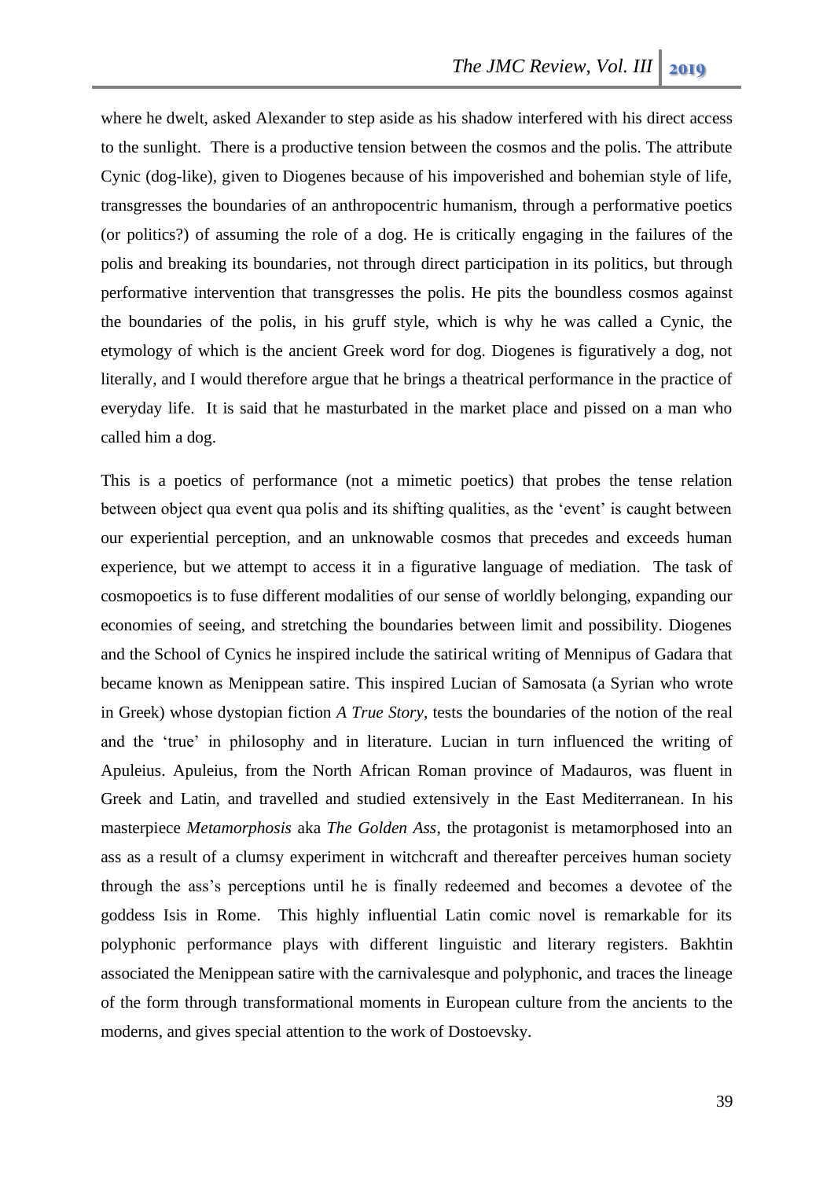where he dwelt, asked Alexander to step aside as his shadow interfered with his direct access to the sunlight. There is a productive tension between the cosmos and the polis. The attribute Cynic (dog-like), given to Diogenes because of his impoverished and bohemian style of life, transgresses the boundaries of an anthropocentric humanism, through a performative poetics (or politics?) of assuming the role of a dog. He is critically engaging in the failures of the polis and breaking its boundaries, not through direct participation in its politics, but through performative intervention that transgresses the polis. He pits the boundless cosmos against the boundaries of the polis, in his gruff style, which is why he was called a Cynic, the etymology of which is the ancient Greek word for dog. Diogenes is figuratively a dog, not literally, and I would therefore argue that he brings a theatrical performance in the practice of everyday life. It is said that he masturbated in the market place and pissed on a man who called him a dog.

This is a poetics of performance (not a mimetic poetics) that probes the tense relation between object qua event qua polis and its shifting qualities, as the 'event' is caught between our experiential perception, and an unknowable cosmos that precedes and exceeds human experience, but we attempt to access it in a figurative language of mediation. The task of cosmopoetics is to fuse different modalities of our sense of worldly belonging, expanding our economies of seeing, and stretching the boundaries between limit and possibility. Diogenes and the School of Cynics he inspired include the satirical writing of Mennipus of Gadara that became known as Menippean satire. This inspired Lucian of Samosata (a Syrian who wrote in Greek) whose dystopian fiction *A True Story*, tests the boundaries of the notion of the real and the 'true' in philosophy and in literature. Lucian in turn influenced the writing of Apuleius. Apuleius, from the North African Roman province of Madauros, was fluent in Greek and Latin, and travelled and studied extensively in the East Mediterranean. In his masterpiece *Metamorphosis* aka *The Golden Ass*, the protagonist is metamorphosed into an ass as a result of a clumsy experiment in witchcraft and thereafter perceives human society through the ass's perceptions until he is finally redeemed and becomes a devotee of the goddess Isis in Rome. This highly influential Latin comic novel is remarkable for its polyphonic performance plays with different linguistic and literary registers. Bakhtin associated the Menippean satire with the carnivalesque and polyphonic, and traces the lineage of the form through transformational moments in European culture from the ancients to the moderns, and gives special attention to the work of Dostoevsky.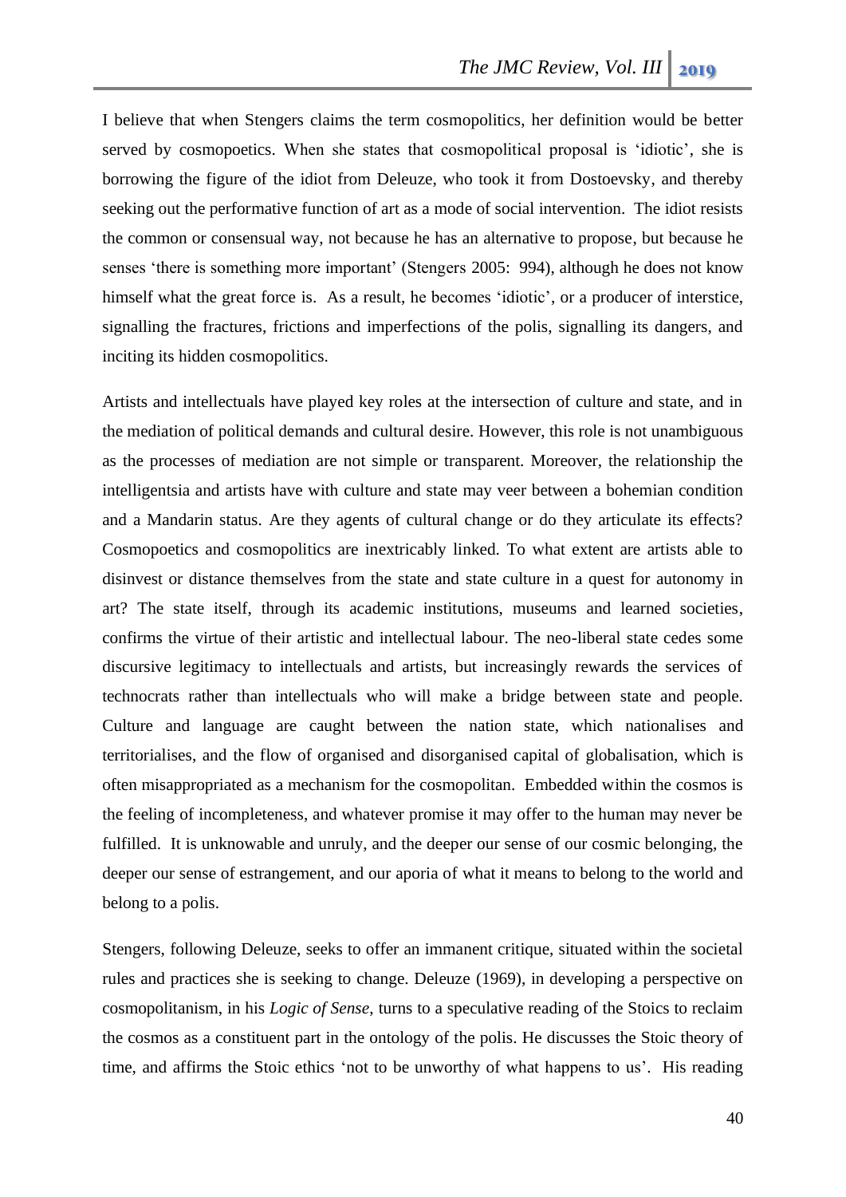I believe that when Stengers claims the term cosmopolitics, her definition would be better served by cosmopoetics. When she states that cosmopolitical proposal is 'idiotic', she is borrowing the figure of the idiot from Deleuze, who took it from Dostoevsky, and thereby seeking out the performative function of art as a mode of social intervention. The idiot resists the common or consensual way, not because he has an alternative to propose, but because he senses 'there is something more important' (Stengers 2005: 994), although he does not know himself what the great force is. As a result, he becomes 'idiotic', or a producer of interstice, signalling the fractures, frictions and imperfections of the polis, signalling its dangers, and inciting its hidden cosmopolitics.

Artists and intellectuals have played key roles at the intersection of culture and state, and in the mediation of political demands and cultural desire. However, this role is not unambiguous as the processes of mediation are not simple or transparent. Moreover, the relationship the intelligentsia and artists have with culture and state may veer between a bohemian condition and a Mandarin status. Are they agents of cultural change or do they articulate its effects? Cosmopoetics and cosmopolitics are inextricably linked. To what extent are artists able to disinvest or distance themselves from the state and state culture in a quest for autonomy in art? The state itself, through its academic institutions, museums and learned societies, confirms the virtue of their artistic and intellectual labour. The neo-liberal state cedes some discursive legitimacy to intellectuals and artists, but increasingly rewards the services of technocrats rather than intellectuals who will make a bridge between state and people. Culture and language are caught between the nation state, which nationalises and territorialises, and the flow of organised and disorganised capital of globalisation, which is often misappropriated as a mechanism for the cosmopolitan. Embedded within the cosmos is the feeling of incompleteness, and whatever promise it may offer to the human may never be fulfilled. It is unknowable and unruly, and the deeper our sense of our cosmic belonging, the deeper our sense of estrangement, and our aporia of what it means to belong to the world and belong to a polis.

Stengers, following Deleuze, seeks to offer an immanent critique, situated within the societal rules and practices she is seeking to change. Deleuze (1969), in developing a perspective on cosmopolitanism, in his *Logic of Sense*, turns to a speculative reading of the Stoics to reclaim the cosmos as a constituent part in the ontology of the polis. He discusses the Stoic theory of time, and affirms the Stoic ethics 'not to be unworthy of what happens to us'. His reading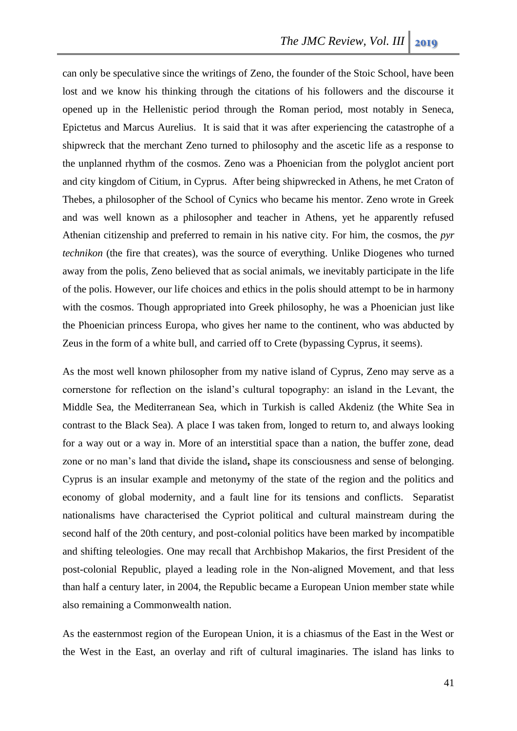can only be speculative since the writings of Zeno, the founder of the Stoic School, have been lost and we know his thinking through the citations of his followers and the discourse it opened up in the Hellenistic period through the Roman period, most notably in Seneca, Epictetus and Marcus Aurelius. It is said that it was after experiencing the catastrophe of a shipwreck that the merchant Zeno turned to philosophy and the ascetic life as a response to the unplanned rhythm of the cosmos. Zeno was a Phoenician from the polyglot ancient port and city kingdom of Citium, in Cyprus. After being shipwrecked in Athens, he met Craton of Thebes, a philosopher of the School of Cynics who became his mentor. Zeno wrote in Greek and was well known as a philosopher and teacher in Athens, yet he apparently refused Athenian citizenship and preferred to remain in his native city. For him, the cosmos, the *pyr technikon* (the fire that creates), was the source of everything. Unlike Diogenes who turned away from the polis, Zeno believed that as social animals, we inevitably participate in the life of the polis. However, our life choices and ethics in the polis should attempt to be in harmony with the cosmos. Though appropriated into Greek philosophy, he was a Phoenician just like the Phoenician princess Europa, who gives her name to the continent, who was abducted by Zeus in the form of a white bull, and carried off to Crete (bypassing Cyprus, it seems).

As the most well known philosopher from my native island of Cyprus, Zeno may serve as a cornerstone for reflection on the island's cultural topography: an island in the Levant, the Middle Sea, the Mediterranean Sea, which in Turkish is called Akdeniz (the White Sea in contrast to the Black Sea). A place I was taken from, longed to return to, and always looking for a way out or a way in. More of an interstitial space than a nation, the buffer zone, dead zone or no man's land that divide the island**,** shape its consciousness and sense of belonging. Cyprus is an insular example and metonymy of the state of the region and the politics and economy of global modernity, and a fault line for its tensions and conflicts. Separatist nationalisms have characterised the Cypriot political and cultural mainstream during the second half of the 20th century, and post-colonial politics have been marked by incompatible and shifting teleologies. One may recall that Archbishop Makarios, the first President of the post-colonial Republic, played a leading role in the Non-aligned Movement, and that less than half a century later, in 2004, the Republic became a European Union member state while also remaining a Commonwealth nation.

As the easternmost region of the European Union, it is a chiasmus of the East in the West or the West in the East, an overlay and rift of cultural imaginaries. The island has links to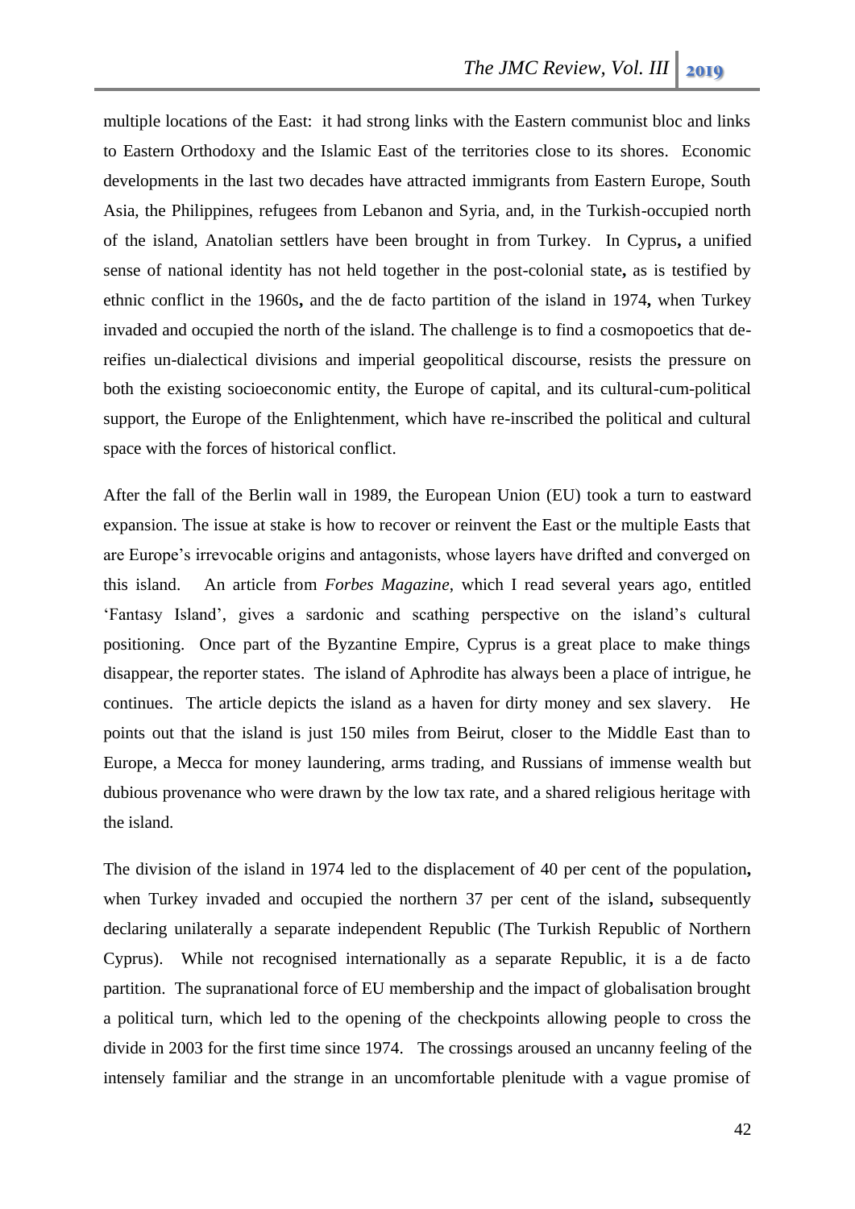multiple locations of the East: it had strong links with the Eastern communist bloc and links to Eastern Orthodoxy and the Islamic East of the territories close to its shores. Economic developments in the last two decades have attracted immigrants from Eastern Europe, South Asia, the Philippines, refugees from Lebanon and Syria, and, in the Turkish-occupied north of the island, Anatolian settlers have been brought in from Turkey. In Cyprus**,** a unified sense of national identity has not held together in the post-colonial state**,** as is testified by ethnic conflict in the 1960s**,** and the de facto partition of the island in 1974**,** when Turkey invaded and occupied the north of the island. The challenge is to find a cosmopoetics that de-reifies un-dialectical divisions and imperial geopolitical discourse, resists the pressure on both the existing socioeconomic entity, the Europe of capital, and its cultural-cum-political support, the Europe of the Enlightenment, which have re-inscribed the political and cultural space with the forces of historical conflict.

After the fall of the Berlin wall in 1989, the European Union (EU) took a turn to eastward expansion. The issue at stake is how to recover or reinvent the East or the multiple Easts that are Europe's irrevocable origins and antagonists, whose layers have drifted and converged on this island. An article from *Forbes Magazine*, which I read several years ago, entitled 'Fantasy Island', gives a sardonic and scathing perspective on the island's cultural positioning. Once part of the Byzantine Empire, Cyprus is a great place to make things disappear, the reporter states. The island of Aphrodite has always been a place of intrigue, he continues. The article depicts the island as a haven for dirty money and sex slavery. He points out that the island is just 150 miles from Beirut, closer to the Middle East than to Europe, a Mecca for money laundering, arms trading, and Russians of immense wealth but dubious provenance who were drawn by the low tax rate, and a shared religious heritage with the island.

The division of the island in 1974 led to the displacement of 40 per cent of the population**,** when Turkey invaded and occupied the northern 37 per cent of the island**,** subsequently declaring unilaterally a separate independent Republic (The Turkish Republic of Northern Cyprus). While not recognised internationally as a separate Republic, it is a de facto partition. The supranational force of EU membership and the impact of globalisation brought a political turn, which led to the opening of the checkpoints allowing people to cross the divide in 2003 for the first time since 1974. The crossings aroused an uncanny feeling of the intensely familiar and the strange in an uncomfortable plenitude with a vague promise of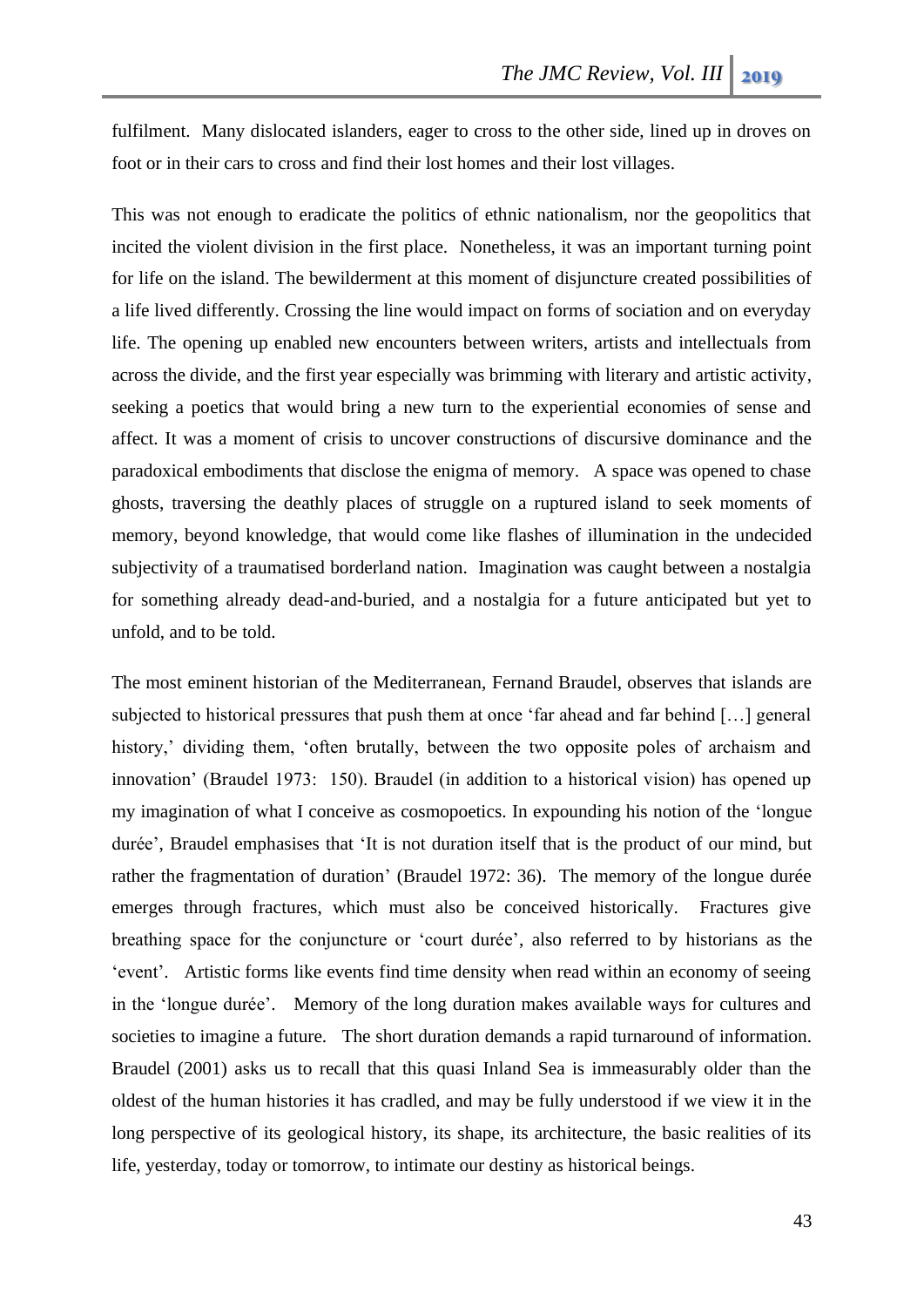fulfilment. Many dislocated islanders, eager to cross to the other side, lined up in droves on foot or in their cars to cross and find their lost homes and their lost villages.

This was not enough to eradicate the politics of ethnic nationalism, nor the geopolitics that incited the violent division in the first place. Nonetheless, it was an important turning point for life on the island. The bewilderment at this moment of disjuncture created possibilities of a life lived differently. Crossing the line would impact on forms of sociation and on everyday life. The opening up enabled new encounters between writers, artists and intellectuals from across the divide, and the first year especially was brimming with literary and artistic activity, seeking a poetics that would bring a new turn to the experiential economies of sense and affect. It was a moment of crisis to uncover constructions of discursive dominance and the paradoxical embodiments that disclose the enigma of memory. A space was opened to chase ghosts, traversing the deathly places of struggle on a ruptured island to seek moments of memory, beyond knowledge, that would come like flashes of illumination in the undecided subjectivity of a traumatised borderland nation. Imagination was caught between a nostalgia for something already dead-and-buried, and a nostalgia for a future anticipated but yet to unfold, and to be told.

The most eminent historian of the Mediterranean, Fernand Braudel, observes that islands are subjected to historical pressures that push them at once 'far ahead and far behind […] general history,' dividing them, 'often brutally, between the two opposite poles of archaism and innovation' (Braudel 1973: 150). Braudel (in addition to a historical vision) has opened up my imagination of what I conceive as cosmopoetics. In expounding his notion of the 'longue durée', Braudel emphasises that 'It is not duration itself that is the product of our mind, but rather the fragmentation of duration' (Braudel 1972: 36). The memory of the longue durée emerges through fractures, which must also be conceived historically. Fractures give breathing space for the conjuncture or 'court durée', also referred to by historians as the 'event'. Artistic forms like events find time density when read within an economy of seeing in the 'longue durée'. Memory of the long duration makes available ways for cultures and societies to imagine a future. The short duration demands a rapid turnaround of information. Braudel (2001) asks us to recall that this quasi Inland Sea is immeasurably older than the oldest of the human histories it has cradled, and may be fully understood if we view it in the long perspective of its geological history, its shape, its architecture, the basic realities of its life, yesterday, today or tomorrow, to intimate our destiny as historical beings.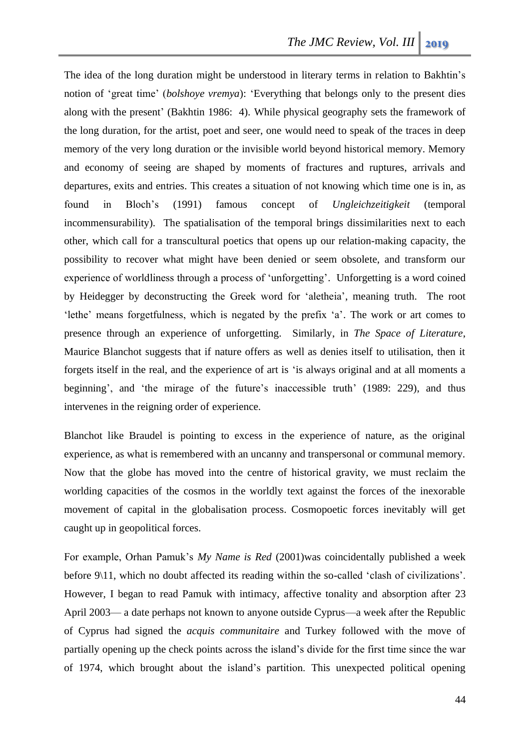The idea of the long duration might be understood in literary terms in relation to Bakhtin's notion of 'great time' (*bolshoye vremya*): 'Everything that belongs only to the present dies along with the present' (Bakhtin 1986: 4). While physical geography sets the framework of the long duration, for the artist, poet and seer, one would need to speak of the traces in deep memory of the very long duration or the invisible world beyond historical memory. Memory and economy of seeing are shaped by moments of fractures and ruptures, arrivals and departures, exits and entries. This creates a situation of not knowing which time one is in, as found in Bloch's (1991) famous concept of *Ungleichzeitigkeit* (temporal incommensurability). The spatialisation of the temporal brings dissimilarities next to each other, which call for a transcultural poetics that opens up our relation-making capacity, the possibility to recover what might have been denied or seem obsolete, and transform our experience of worldliness through a process of 'unforgetting'. Unforgetting is a word coined by Heidegger by deconstructing the Greek word for 'aletheia', meaning truth. The root 'lethe' means forgetfulness, which is negated by the prefix 'a'. The work or art comes to presence through an experience of unforgetting. Similarly, in *The Space of Literature*, Maurice Blanchot suggests that if nature offers as well as denies itself to utilisation, then it forgets itself in the real, and the experience of art is 'is always original and at all moments a beginning', and 'the mirage of the future's inaccessible truth' (1989: 229), and thus intervenes in the reigning order of experience.

Blanchot like Braudel is pointing to excess in the experience of nature, as the original experience, as what is remembered with an uncanny and transpersonal or communal memory. Now that the globe has moved into the centre of historical gravity, we must reclaim the worlding capacities of the cosmos in the worldly text against the forces of the inexorable movement of capital in the globalisation process. Cosmopoetic forces inevitably will get caught up in geopolitical forces.

For example, Orhan Pamuk's *My Name is Red* (2001)was coincidentally published a week before 9\11, which no doubt affected its reading within the so-called 'clash of civilizations'. However, I began to read Pamuk with intimacy, affective tonality and absorption after 23 April 2003— a date perhaps not known to anyone outside Cyprus—a week after the Republic of Cyprus had signed the *acquis communitaire* and Turkey followed with the move of partially opening up the check points across the island's divide for the first time since the war of 1974, which brought about the island's partition. This unexpected political opening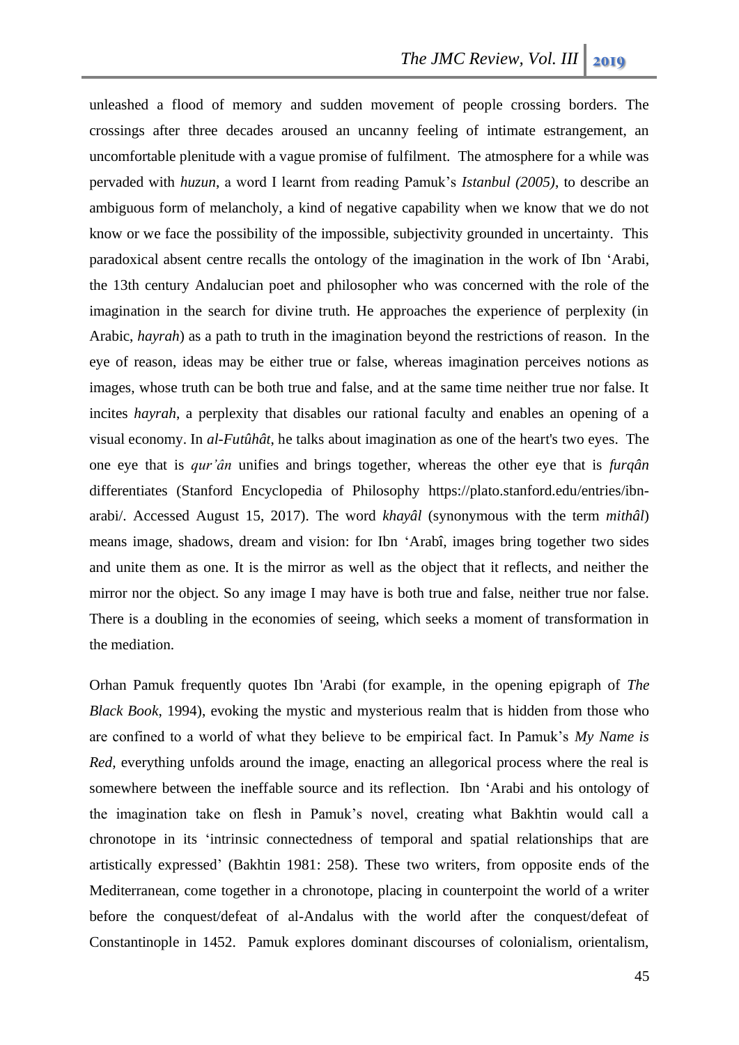unleashed a flood of memory and sudden movement of people crossing borders. The crossings after three decades aroused an uncanny feeling of intimate estrangement, an uncomfortable plenitude with a vague promise of fulfilment. The atmosphere for a while was pervaded with *huzun*, a word I learnt from reading Pamuk's *Istanbul (2005)*, to describe an ambiguous form of melancholy, a kind of negative capability when we know that we do not know or we face the possibility of the impossible, subjectivity grounded in uncertainty. This paradoxical absent centre recalls the ontology of the imagination in the work of Ibn 'Arabi, the 13th century Andalucian poet and philosopher who was concerned with the role of the imagination in the search for divine truth. He approaches the experience of perplexity (in Arabic, *hayrah*) as a path to truth in the imagination beyond the restrictions of reason. In the eye of reason, ideas may be either true or false, whereas imagination perceives notions as images, whose truth can be both true and false, and at the same time neither true nor false. It incites *hayrah*, a perplexity that disables our rational faculty and enables an opening of a visual economy. In *al-Futûhât*, he talks about imagination as one of the heart's two eyes. The one eye that is *qur'ân* unifies and brings together, whereas the other eye that is *furqân* differentiates (Stanford Encyclopedia of Philosophy https://plato.stanford.edu/entries/ibn-arabi/. Accessed August 15, 2017). The word *khayâl* (synonymous with the term *mithâl*) means image, shadows, dream and vision: for Ibn 'Arabî, images bring together two sides and unite them as one. It is the mirror as well as the object that it reflects, and neither the mirror nor the object. So any image I may have is both true and false, neither true nor false. There is a doubling in the economies of seeing, which seeks a moment of transformation in the mediation.

Orhan Pamuk frequently quotes Ibn 'Arabi (for example, in the opening epigraph of *The Black Book*, 1994), evoking the mystic and mysterious realm that is hidden from those who are confined to a world of what they believe to be empirical fact. In Pamuk's *My Name is Red*, everything unfolds around the image, enacting an allegorical process where the real is somewhere between the ineffable source and its reflection. Ibn 'Arabi and his ontology of the imagination take on flesh in Pamuk's novel, creating what Bakhtin would call a chronotope in its 'intrinsic connectedness of temporal and spatial relationships that are artistically expressed' (Bakhtin 1981: 258). These two writers, from opposite ends of the Mediterranean, come together in a chronotope, placing in counterpoint the world of a writer before the conquest/defeat of al-Andalus with the world after the conquest/defeat of Constantinople in 1452. Pamuk explores dominant discourses of colonialism, orientalism,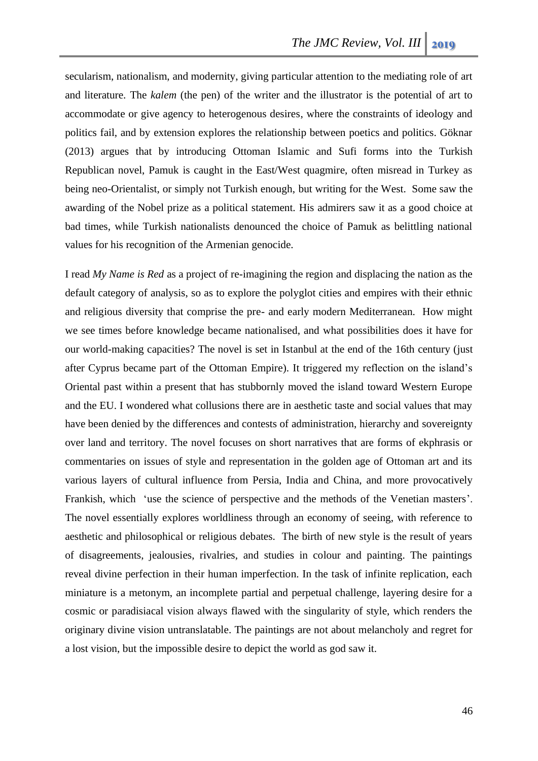secularism, nationalism, and modernity, giving particular attention to the mediating role of art and literature. The *kalem* (the pen) of the writer and the illustrator is the potential of art to accommodate or give agency to heterogenous desires, where the constraints of ideology and politics fail, and by extension explores the relationship between poetics and politics. Göknar (2013) argues that by introducing Ottoman Islamic and Sufi forms into the Turkish Republican novel, Pamuk is caught in the East/West quagmire, often misread in Turkey as being neo-Orientalist, or simply not Turkish enough, but writing for the West. Some saw the awarding of the Nobel prize as a political statement. His admirers saw it as a good choice at bad times, while Turkish nationalists denounced the choice of Pamuk as belittling national values for his recognition of the Armenian genocide.

I read *My Name is Red* as a project of re-imagining the region and displacing the nation as the default category of analysis, so as to explore the polyglot cities and empires with their ethnic and religious diversity that comprise the pre- and early modern Mediterranean. How might we see times before knowledge became nationalised, and what possibilities does it have for our world-making capacities? The novel is set in Istanbul at the end of the 16th century (just after Cyprus became part of the Ottoman Empire). It triggered my reflection on the island's Oriental past within a present that has stubbornly moved the island toward Western Europe and the EU. I wondered what collusions there are in aesthetic taste and social values that may have been denied by the differences and contests of administration, hierarchy and sovereignty over land and territory. The novel focuses on short narratives that are forms of ekphrasis or commentaries on issues of style and representation in the golden age of Ottoman art and its various layers of cultural influence from Persia, India and China, and more provocatively Frankish, which 'use the science of perspective and the methods of the Venetian masters'. The novel essentially explores worldliness through an economy of seeing, with reference to aesthetic and philosophical or religious debates. The birth of new style is the result of years of disagreements, jealousies, rivalries, and studies in colour and painting. The paintings reveal divine perfection in their human imperfection. In the task of infinite replication, each miniature is a metonym, an incomplete partial and perpetual challenge, layering desire for a cosmic or paradisiacal vision always flawed with the singularity of style, which renders the originary divine vision untranslatable. The paintings are not about melancholy and regret for a lost vision, but the impossible desire to depict the world as god saw it.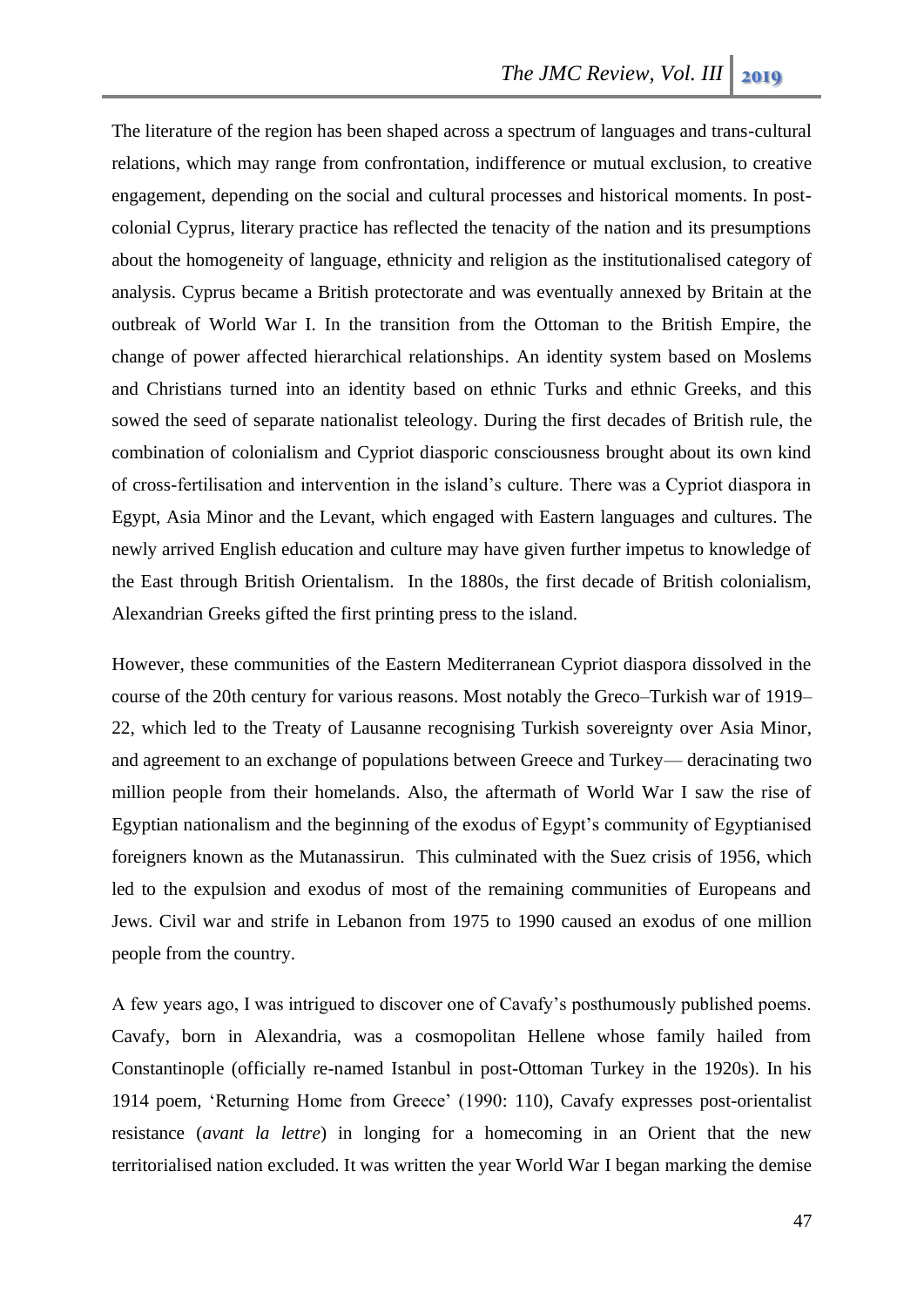The literature of the region has been shaped across a spectrum of languages and trans-cultural relations, which may range from confrontation, indifference or mutual exclusion, to creative engagement, depending on the social and cultural processes and historical moments. In post-colonial Cyprus, literary practice has reflected the tenacity of the nation and its presumptions about the homogeneity of language, ethnicity and religion as the institutionalised category of analysis. Cyprus became a British protectorate and was eventually annexed by Britain at the outbreak of World War I. In the transition from the Ottoman to the British Empire, the change of power affected hierarchical relationships. An identity system based on Moslems and Christians turned into an identity based on ethnic Turks and ethnic Greeks, and this sowed the seed of separate nationalist teleology. During the first decades of British rule, the combination of colonialism and Cypriot diasporic consciousness brought about its own kind of cross-fertilisation and intervention in the island's culture. There was a Cypriot diaspora in Egypt, Asia Minor and the Levant, which engaged with Eastern languages and cultures. The newly arrived English education and culture may have given further impetus to knowledge of the East through British Orientalism. In the 1880s, the first decade of British colonialism, Alexandrian Greeks gifted the first printing press to the island.

However, these communities of the Eastern Mediterranean Cypriot diaspora dissolved in the course of the 20th century for various reasons. Most notably the Greco–Turkish war of 1919–22, which led to the Treaty of Lausanne recognising Turkish sovereignty over Asia Minor, and agreement to an exchange of populations between Greece and Turkey— deracinating two million people from their homelands. Also, the aftermath of World War I saw the rise of Egyptian nationalism and the beginning of the exodus of Egypt's community of Egyptianised foreigners known as the Mutanassirun. This culminated with the Suez crisis of 1956, which led to the expulsion and exodus of most of the remaining communities of Europeans and Jews. Civil war and strife in Lebanon from 1975 to 1990 caused an exodus of one million people from the country.

A few years ago, I was intrigued to discover one of Cavafy's posthumously published poems. Cavafy, born in Alexandria, was a cosmopolitan Hellene whose family hailed from Constantinople (officially re-named Istanbul in post-Ottoman Turkey in the 1920s). In his 1914 poem, 'Returning Home from Greece' (1990: 110), Cavafy expresses post-orientalist resistance (*avant la lettre*) in longing for a homecoming in an Orient that the new territorialised nation excluded. It was written the year World War I began marking the demise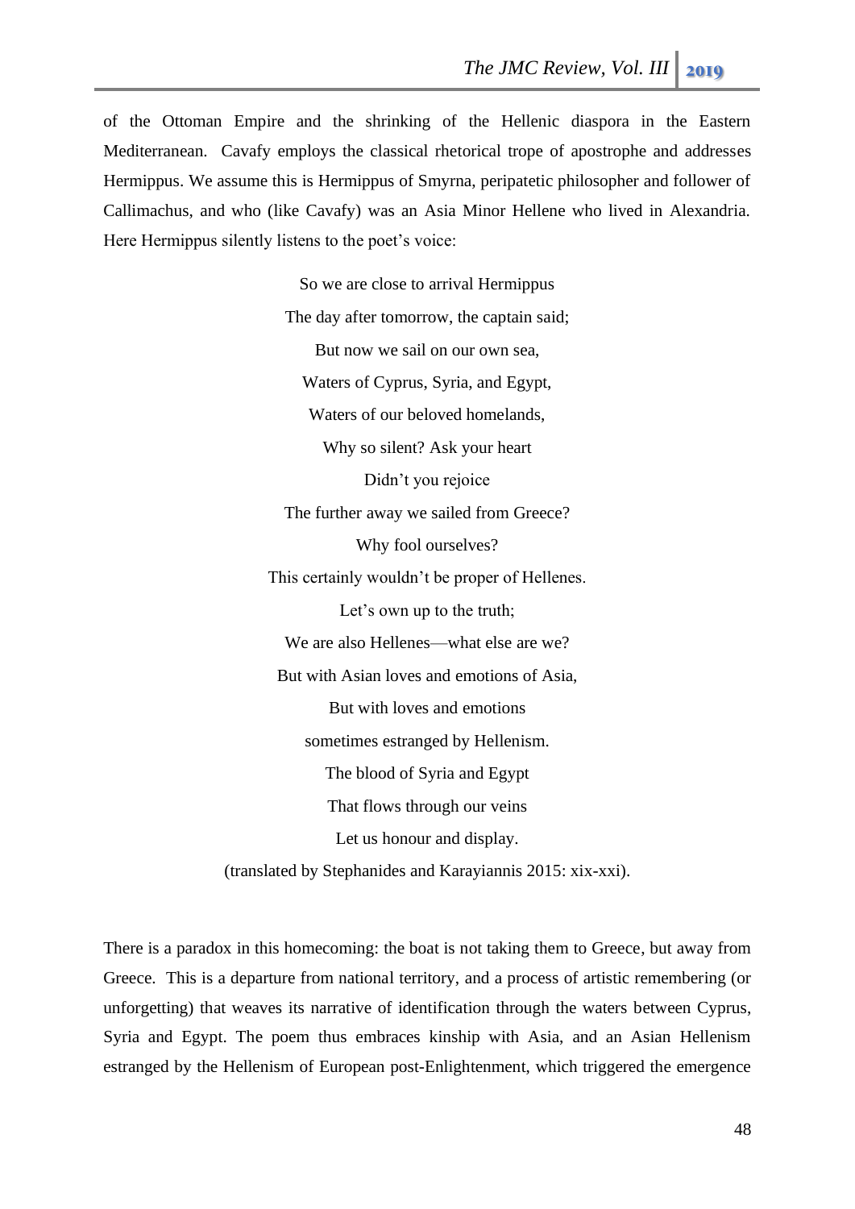of the Ottoman Empire and the shrinking of the Hellenic diaspora in the Eastern Mediterranean. Cavafy employs the classical rhetorical trope of apostrophe and addresses Hermippus. We assume this is Hermippus of Smyrna, peripatetic philosopher and follower of Callimachus, and who (like Cavafy) was an Asia Minor Hellene who lived in Alexandria. Here Hermippus silently listens to the poet's voice:

> So we are close to arrival Hermippus
> The day after tomorrow, the captain said;
> But now we sail on our own sea,
> Waters of Cyprus, Syria, and Egypt,
> Waters of our beloved homelands,
> Why so silent? Ask your heart
> Didn't you rejoice
> The further away we sailed from Greece?
> Why fool ourselves?
> This certainly wouldn't be proper of Hellenes.
> Let's own up to the truth;
> We are also Hellenes—what else are we?
> But with Asian loves and emotions of Asia,
> But with loves and emotions
> sometimes estranged by Hellenism.
> The blood of Syria and Egypt
> That flows through our veins
> Let us honour and display.
>
> (translated by Stephanides and Karayiannis 2015: xix-xxi).

There is a paradox in this homecoming: the boat is not taking them to Greece, but away from Greece. This is a departure from national territory, and a process of artistic remembering (or unforgetting) that weaves its narrative of identification through the waters between Cyprus, Syria and Egypt. The poem thus embraces kinship with Asia, and an Asian Hellenism estranged by the Hellenism of European post-Enlightenment, which triggered the emergence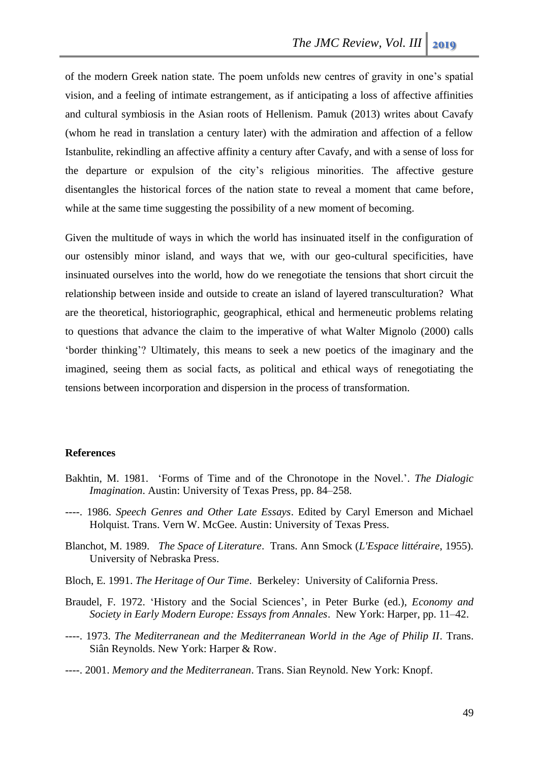of the modern Greek nation state. The poem unfolds new centres of gravity in one's spatial vision, and a feeling of intimate estrangement, as if anticipating a loss of affective affinities and cultural symbiosis in the Asian roots of Hellenism. Pamuk (2013) writes about Cavafy (whom he read in translation a century later) with the admiration and affection of a fellow Istanbulite, rekindling an affective affinity a century after Cavafy, and with a sense of loss for the departure or expulsion of the city's religious minorities. The affective gesture disentangles the historical forces of the nation state to reveal a moment that came before, while at the same time suggesting the possibility of a new moment of becoming.

Given the multitude of ways in which the world has insinuated itself in the configuration of our ostensibly minor island, and ways that we, with our geo-cultural specificities, have insinuated ourselves into the world, how do we renegotiate the tensions that short circuit the relationship between inside and outside to create an island of layered transculturation? What are the theoretical, historiographic, geographical, ethical and hermeneutic problems relating to questions that advance the claim to the imperative of what Walter Mignolo (2000) calls 'border thinking'? Ultimately, this means to seek a new poetics of the imaginary and the imagined, seeing them as social facts, as political and ethical ways of renegotiating the tensions between incorporation and dispersion in the process of transformation.

**References**

Bakhtin, M. 1981. 'Forms of Time and of the Chronotope in the Novel.'. *The Dialogic Imagination*. Austin: University of Texas Press, pp. 84–258.

----. 1986. *Speech Genres and Other Late Essays*. Edited by Caryl Emerson and Michael Holquist. Trans. Vern W. McGee. Austin: University of Texas Press.

Blanchot, M. 1989. *The Space of Literature*. Trans. Ann Smock (*L'Espace littéraire*, 1955). University of Nebraska Press.

Bloch, E. 1991. *The Heritage of Our Time*. Berkeley: University of California Press.

Braudel, F. 1972. 'History and the Social Sciences', in Peter Burke (ed.), *Economy and Society in Early Modern Europe: Essays from Annales*. New York: Harper, pp. 11–42.

----. 1973. *The Mediterranean and the Mediterranean World in the Age of Philip II*. Trans. Siân Reynolds. New York: Harper & Row.

----. 2001. *Memory and the Mediterranean*. Trans. Sian Reynold. New York: Knopf.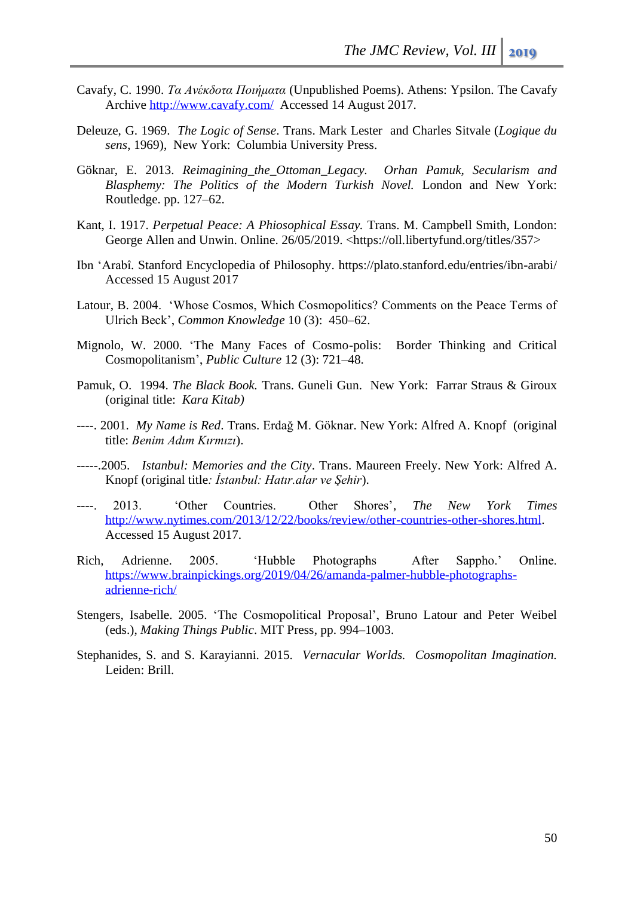Cavafy, C. 1990. *Τα Ανέκδοτα Ποιήματα* (Unpublished Poems). Athens: Ypsilon. The Cavafy Archive http://www.cavafy.com/ Accessed 14 August 2017.

Deleuze, G. 1969. *The Logic of Sense*. Trans. Mark Lester and Charles Sitvale (*Logique du sens*, 1969), New York: Columbia University Press.

Göknar, E. 2013. *Reimagining_the_Ottoman_Legacy. Orhan Pamuk, Secularism and Blasphemy: The Politics of the Modern Turkish Novel.* London and New York: Routledge. pp. 127–62.

Kant, I. 1917. *Perpetual Peace: A Phiosophical Essay.* Trans. M. Campbell Smith, London: George Allen and Unwin. Online. 26/05/2019. <https://oll.libertyfund.org/titles/357>

Ibn ʻArabî. Stanford Encyclopedia of Philosophy. https://plato.stanford.edu/entries/ibn-arabi/ Accessed 15 August 2017

Latour, B. 2004. 'Whose Cosmos, Which Cosmopolitics? Comments on the Peace Terms of Ulrich Beck', *Common Knowledge* 10 (3): 450–62.

Mignolo, W. 2000. 'The Many Faces of Cosmo-polis: Border Thinking and Critical Cosmopolitanism', *Public Culture* 12 (3): 721–48.

Pamuk, O. 1994. *The Black Book.* Trans. Guneli Gun. New York: Farrar Straus & Giroux (original title: *Kara Kitab)*

----. 2001. *My Name is Red*. Trans. Erdağ M. Göknar. New York: Alfred A. Knopf (original title: *Benim Adım Kırmızı*).

-----.2005. *Istanbul: Memories and the City*. Trans. Maureen Freely. New York: Alfred A. Knopf (original title*: İstanbul: Hatır.alar ve Şehir*).

----. 2013. 'Other Countries. Other Shores', *The New York Times* http://www.nytimes.com/2013/12/22/books/review/other-countries-other-shores.html. Accessed 15 August 2017.

Rich, Adrienne. 2005. 'Hubble Photographs After Sappho.' Online. https://www.brainpickings.org/2019/04/26/amanda-palmer-hubble-photographs-adrienne-rich/

Stengers, Isabelle. 2005. 'The Cosmopolitical Proposal', Bruno Latour and Peter Weibel (eds.), *Making Things Public*. MIT Press, pp. 994–1003.

Stephanides, S. and S. Karayianni. 2015. *Vernacular Worlds. Cosmopolitan Imagination.* Leiden: Brill.